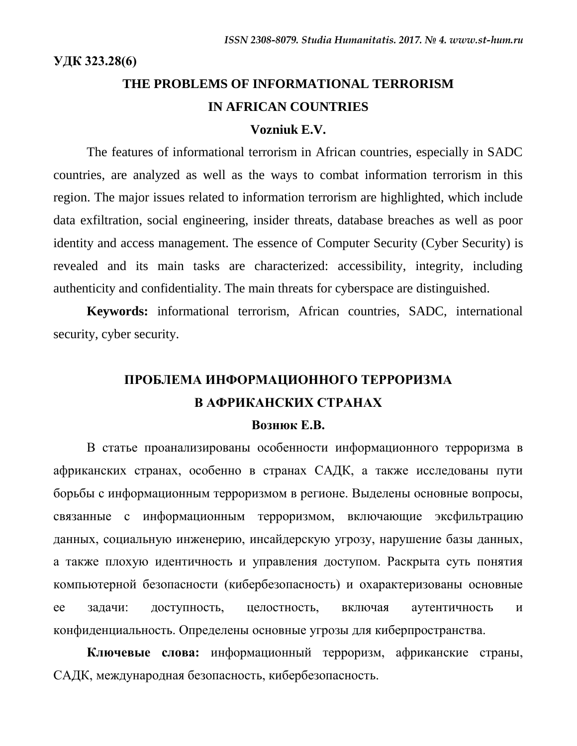**УДК 323.28(6)**

# THE PROBLEMS OF INFORMATIONAL TERRORISM IN AFRICAN COUNTRIES

**Vozniuk E.V.**

The features of informational terrorism in African countries, especially in SADC countries, are analyzed as well as the ways to combat information terrorism in this region. The major issues related to information terrorism are highlighted, which include data exfiltration, social engineering, insider threats, database breaches as well as poor identity and access management. The essence of Computer Security (Cyber Security) is revealed and its main tasks are characterized: accessibility, integrity, including authenticity and confidentiality. The main threats for cyberspace are distinguished.

**Keywords:** informational terrorism, African countries, SADC, international security, cyber security.

# ПРОБЛЕМА ИНФОРМАЦИОННОГО ТЕРРОРИЗМА В АФРИКАНСКИХ СТРАНАХ

**Вознюк Е.В.**

В статье проанализированы особенности информационного терроризма в африканских странах, особенно в странах САДК, а также исследованы пути борьбы с информационным терроризмом в регионе. Выделены основные вопросы, связанные с информационным терроризмом, включающие эксфильтрацию данных, социальную инженерию, инсайдерскую угрозу, нарушение базы данных, а также плохую идентичность и управления доступом. Раскрыта суть понятия компьютерной безопасности (кибербезопасность) и охарактеризованы основные ее задачи: доступность, целостность, включая аутентичность и конфиденциальность. Определены основные угрозы для киберпространства.

**Ключевые слова:** информационный терроризм, африканские страны, САДК, международная безопасность, кибербезопасность.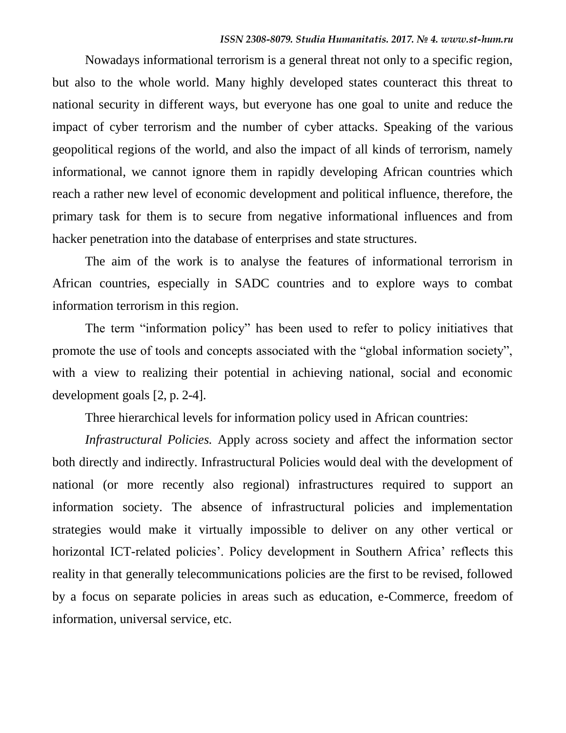Nowadays informational terrorism is a general threat not only to a specific region, but also to the whole world. Many highly developed states counteract this threat to national security in different ways, but everyone has one goal to unite and reduce the impact of cyber terrorism and the number of cyber attacks. Speaking of the various geopolitical regions of the world, and also the impact of all kinds of terrorism, namely informational, we cannot ignore them in rapidly developing African countries which reach a rather new level of economic development and political influence, therefore, the primary task for them is to secure from negative informational influences and from hacker penetration into the database of enterprises and state structures.

The aim of the work is to analyse the features of informational terrorism in African countries, especially in SADC countries and to explore ways to combat information terrorism in this region.

The term "information policy" has been used to refer to policy initiatives that promote the use of tools and concepts associated with the "global information society", with a view to realizing their potential in achieving national, social and economic development goals [2, p. 2-4].

Three hierarchical levels for information policy used in African countries:

*Infrastructural Policies.* Apply across society and affect the information sector both directly and indirectly. Infrastructural Policies would deal with the development of national (or more recently also regional) infrastructures required to support an information society. The absence of infrastructural policies and implementation strategies would make it virtually impossible to deliver on any other vertical or horizontal ICT-related policies'. Policy development in Southern Africa' reflects this reality in that generally telecommunications policies are the first to be revised, followed by a focus on separate policies in areas such as education, e-Commerce, freedom of information, universal service, etc.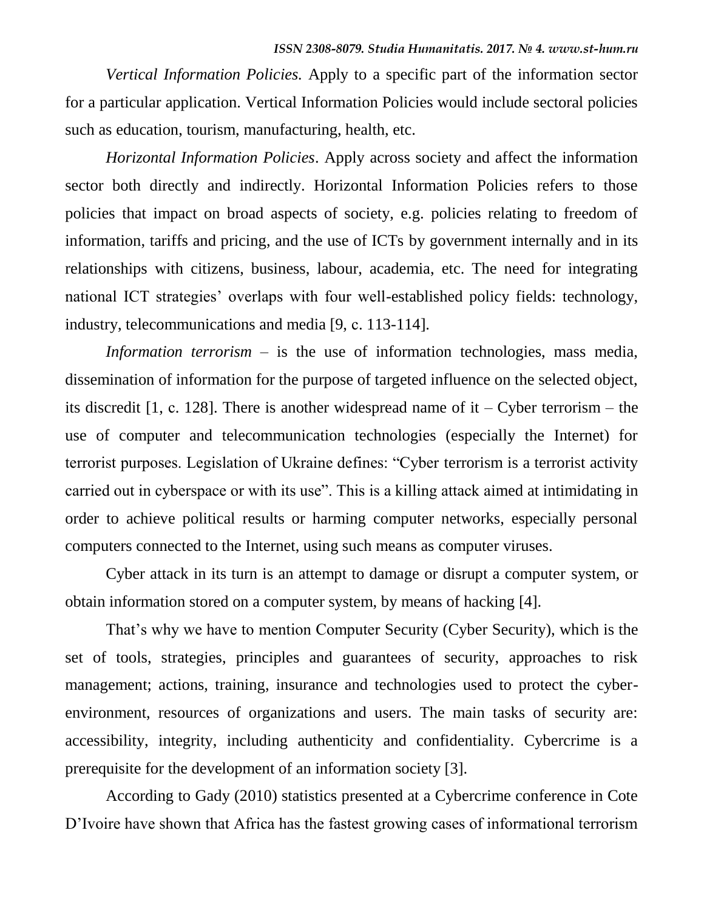*Vertical Information Policies.* Apply to a specific part of the information sector for a particular application. Vertical Information Policies would include sectoral policies such as education, tourism, manufacturing, health, etc.

*Horizontal Information Policies*. Apply across society and affect the information sector both directly and indirectly. Horizontal Information Policies refers to those policies that impact on broad aspects of society, e.g. policies relating to freedom of information, tariffs and pricing, and the use of ICTs by government internally and in its relationships with citizens, business, labour, academia, etc. The need for integrating national ICT strategies' overlaps with four well-established policy fields: technology, industry, telecommunications and media [9, c. 113-114].

*Information terrorism* – is the use of information technologies, mass media, dissemination of information for the purpose of targeted influence on the selected object, its discredit [1, c. 128]. There is another widespread name of it – Cyber terrorism – the use of computer and telecommunication technologies (especially the Internet) for terrorist purposes. Legislation of Ukraine defines: "Cyber terrorism is a terrorist activity carried out in cyberspace or with its use". This is a killing attack aimed at intimidating in order to achieve political results or harming computer networks, especially personal computers connected to the Internet, using such means as computer viruses.

Cyber attack in its turn is an attempt to damage or disrupt a computer system, or obtain information stored on a computer system, by means of hacking [4].

That's why we have to mention Computer Security (Cyber Security), which is the set of tools, strategies, principles and guarantees of security, approaches to risk management; actions, training, insurance and technologies used to protect the cyber-environment, resources of organizations and users. The main tasks of security are: accessibility, integrity, including authenticity and confidentiality. Cybercrime is a prerequisite for the development of an information society [3].

According to Gady (2010) statistics presented at a Cybercrime conference in Cote D'Ivoire have shown that Africa has the fastest growing cases of informational terrorism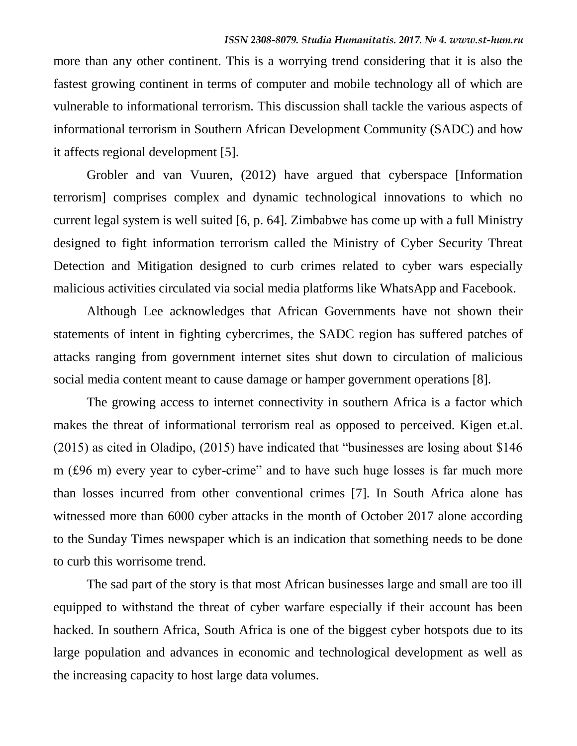more than any other continent. This is a worrying trend considering that it is also the fastest growing continent in terms of computer and mobile technology all of which are vulnerable to informational terrorism. This discussion shall tackle the various aspects of informational terrorism in Southern African Development Community (SADC) and how it affects regional development [5].

Grobler and van Vuuren, (2012) have argued that cyberspace [Information terrorism] comprises complex and dynamic technological innovations to which no current legal system is well suited [6, p. 64]. Zimbabwe has come up with a full Ministry designed to fight information terrorism called the Ministry of Cyber Security Threat Detection and Mitigation designed to curb crimes related to cyber wars especially malicious activities circulated via social media platforms like WhatsApp and Facebook.

Although Lee acknowledges that African Governments have not shown their statements of intent in fighting cybercrimes, the SADC region has suffered patches of attacks ranging from government internet sites shut down to circulation of malicious social media content meant to cause damage or hamper government operations [8].

The growing access to internet connectivity in southern Africa is a factor which makes the threat of informational terrorism real as opposed to perceived. Kigen et.al. (2015) as cited in Oladipo, (2015) have indicated that "businesses are losing about $146 m (£96 m) every year to cyber-crime" and to have such huge losses is far much more than losses incurred from other conventional crimes [7]. In South Africa alone has witnessed more than 6000 cyber attacks in the month of October 2017 alone according to the Sunday Times newspaper which is an indication that something needs to be done to curb this worrisome trend.

The sad part of the story is that most African businesses large and small are too ill equipped to withstand the threat of cyber warfare especially if their account has been hacked. In southern Africa, South Africa is one of the biggest cyber hotspots due to its large population and advances in economic and technological development as well as the increasing capacity to host large data volumes.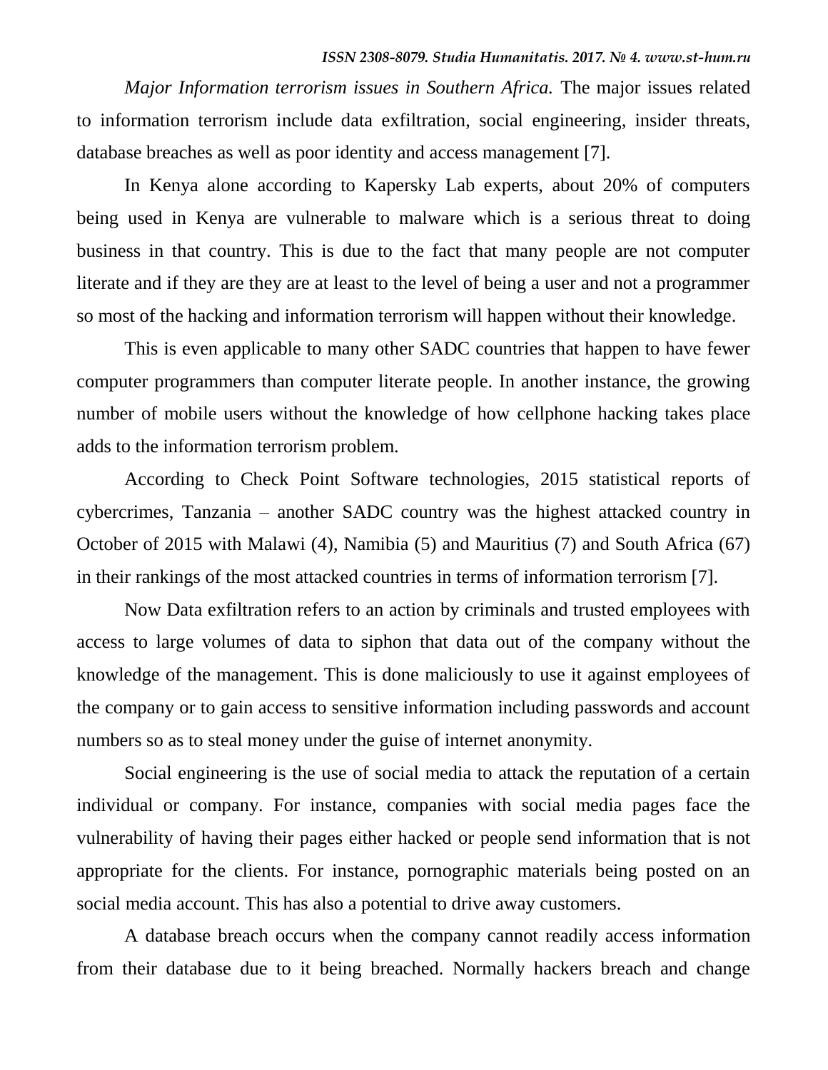*Major Information terrorism issues in Southern Africa.* The major issues related to information terrorism include data exfiltration, social engineering, insider threats, database breaches as well as poor identity and access management [7].

In Kenya alone according to Kapersky Lab experts, about 20% of computers being used in Kenya are vulnerable to malware which is a serious threat to doing business in that country. This is due to the fact that many people are not computer literate and if they are they are at least to the level of being a user and not a programmer so most of the hacking and information terrorism will happen without their knowledge.

This is even applicable to many other SADC countries that happen to have fewer computer programmers than computer literate people. In another instance, the growing number of mobile users without the knowledge of how cellphone hacking takes place adds to the information terrorism problem.

According to Check Point Software technologies, 2015 statistical reports of cybercrimes, Tanzania – another SADC country was the highest attacked country in October of 2015 with Malawi (4), Namibia (5) and Mauritius (7) and South Africa (67) in their rankings of the most attacked countries in terms of information terrorism [7].

Now Data exfiltration refers to an action by criminals and trusted employees with access to large volumes of data to siphon that data out of the company without the knowledge of the management. This is done maliciously to use it against employees of the company or to gain access to sensitive information including passwords and account numbers so as to steal money under the guise of internet anonymity.

Social engineering is the use of social media to attack the reputation of a certain individual or company. For instance, companies with social media pages face the vulnerability of having their pages either hacked or people send information that is not appropriate for the clients. For instance, pornographic materials being posted on an social media account. This has also a potential to drive away customers.

A database breach occurs when the company cannot readily access information from their database due to it being breached. Normally hackers breach and change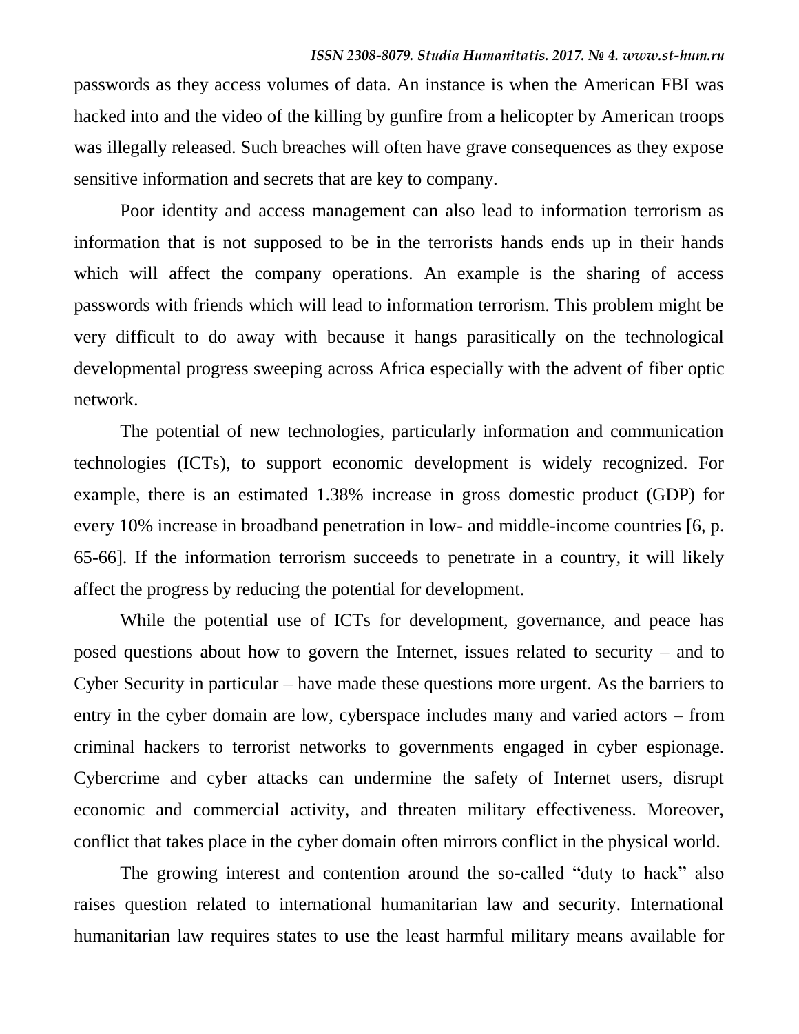passwords as they access volumes of data. An instance is when the American FBI was hacked into and the video of the killing by gunfire from a helicopter by American troops was illegally released. Such breaches will often have grave consequences as they expose sensitive information and secrets that are key to company.

Poor identity and access management can also lead to information terrorism as information that is not supposed to be in the terrorists hands ends up in their hands which will affect the company operations. An example is the sharing of access passwords with friends which will lead to information terrorism. This problem might be very difficult to do away with because it hangs parasitically on the technological developmental progress sweeping across Africa especially with the advent of fiber optic network.

The potential of new technologies, particularly information and communication technologies (ICTs), to support economic development is widely recognized. For example, there is an estimated 1.38% increase in gross domestic product (GDP) for every 10% increase in broadband penetration in low- and middle-income countries [6, p. 65-66]. If the information terrorism succeeds to penetrate in a country, it will likely affect the progress by reducing the potential for development.

While the potential use of ICTs for development, governance, and peace has posed questions about how to govern the Internet, issues related to security – and to Cyber Security in particular – have made these questions more urgent. As the barriers to entry in the cyber domain are low, cyberspace includes many and varied actors – from criminal hackers to terrorist networks to governments engaged in cyber espionage. Cybercrime and cyber attacks can undermine the safety of Internet users, disrupt economic and commercial activity, and threaten military effectiveness. Moreover, conflict that takes place in the cyber domain often mirrors conflict in the physical world.

The growing interest and contention around the so-called "duty to hack" also raises question related to international humanitarian law and security. International humanitarian law requires states to use the least harmful military means available for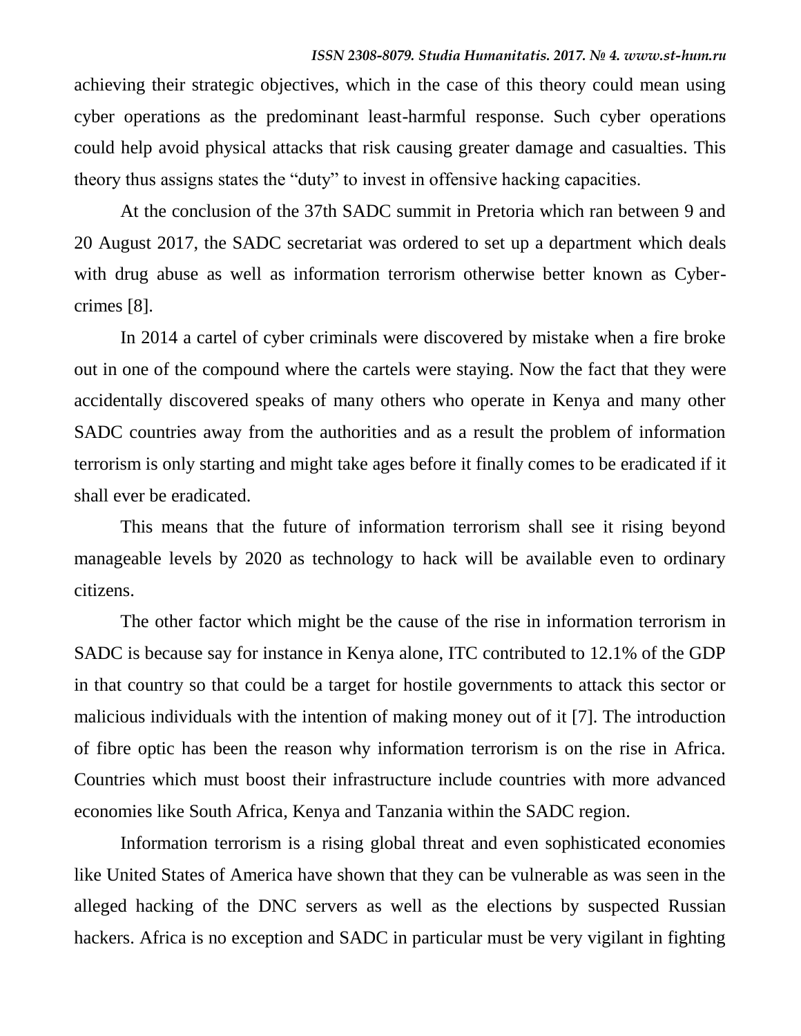achieving their strategic objectives, which in the case of this theory could mean using cyber operations as the predominant least-harmful response. Such cyber operations could help avoid physical attacks that risk causing greater damage and casualties. This theory thus assigns states the "duty" to invest in offensive hacking capacities.

At the conclusion of the 37th SADC summit in Pretoria which ran between 9 and 20 August 2017, the SADC secretariat was ordered to set up a department which deals with drug abuse as well as information terrorism otherwise better known as Cyber-crimes [8].

In 2014 a cartel of cyber criminals were discovered by mistake when a fire broke out in one of the compound where the cartels were staying. Now the fact that they were accidentally discovered speaks of many others who operate in Kenya and many other SADC countries away from the authorities and as a result the problem of information terrorism is only starting and might take ages before it finally comes to be eradicated if it shall ever be eradicated.

This means that the future of information terrorism shall see it rising beyond manageable levels by 2020 as technology to hack will be available even to ordinary citizens.

The other factor which might be the cause of the rise in information terrorism in SADC is because say for instance in Kenya alone, ITC contributed to 12.1% of the GDP in that country so that could be a target for hostile governments to attack this sector or malicious individuals with the intention of making money out of it [7]. The introduction of fibre optic has been the reason why information terrorism is on the rise in Africa. Countries which must boost their infrastructure include countries with more advanced economies like South Africa, Kenya and Tanzania within the SADC region.

Information terrorism is a rising global threat and even sophisticated economies like United States of America have shown that they can be vulnerable as was seen in the alleged hacking of the DNC servers as well as the elections by suspected Russian hackers. Africa is no exception and SADC in particular must be very vigilant in fighting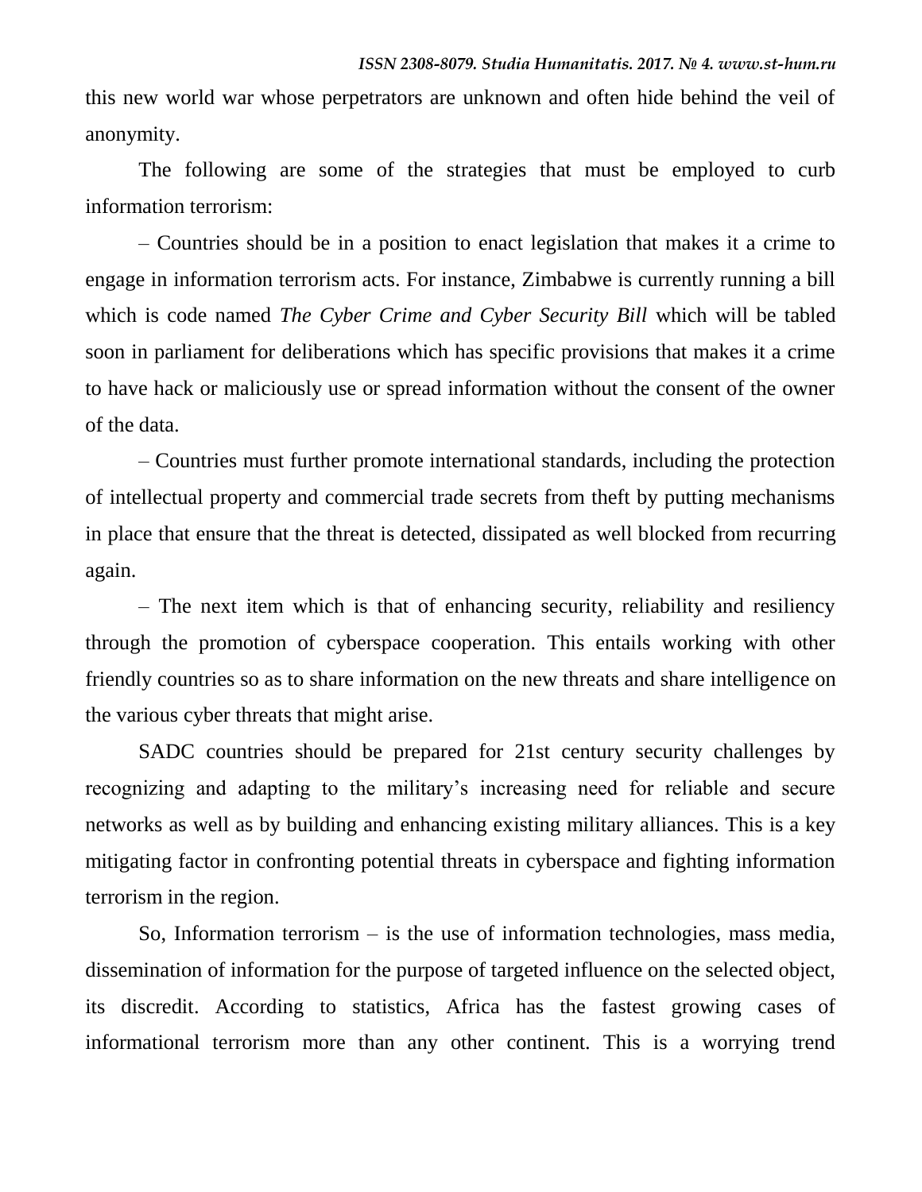this new world war whose perpetrators are unknown and often hide behind the veil of anonymity.

The following are some of the strategies that must be employed to curb information terrorism:

– Countries should be in a position to enact legislation that makes it a crime to engage in information terrorism acts. For instance, Zimbabwe is currently running a bill which is code named *The Cyber Crime and Cyber Security Bill* which will be tabled soon in parliament for deliberations which has specific provisions that makes it a crime to have hack or maliciously use or spread information without the consent of the owner of the data.

– Countries must further promote international standards, including the protection of intellectual property and commercial trade secrets from theft by putting mechanisms in place that ensure that the threat is detected, dissipated as well blocked from recurring again.

– The next item which is that of enhancing security, reliability and resiliency through the promotion of cyberspace cooperation. This entails working with other friendly countries so as to share information on the new threats and share intelligence on the various cyber threats that might arise.

SADC countries should be prepared for 21st century security challenges by recognizing and adapting to the military's increasing need for reliable and secure networks as well as by building and enhancing existing military alliances. This is a key mitigating factor in confronting potential threats in cyberspace and fighting information terrorism in the region.

So, Information terrorism – is the use of information technologies, mass media, dissemination of information for the purpose of targeted influence on the selected object, its discredit. According to statistics, Africa has the fastest growing cases of informational terrorism more than any other continent. This is a worrying trend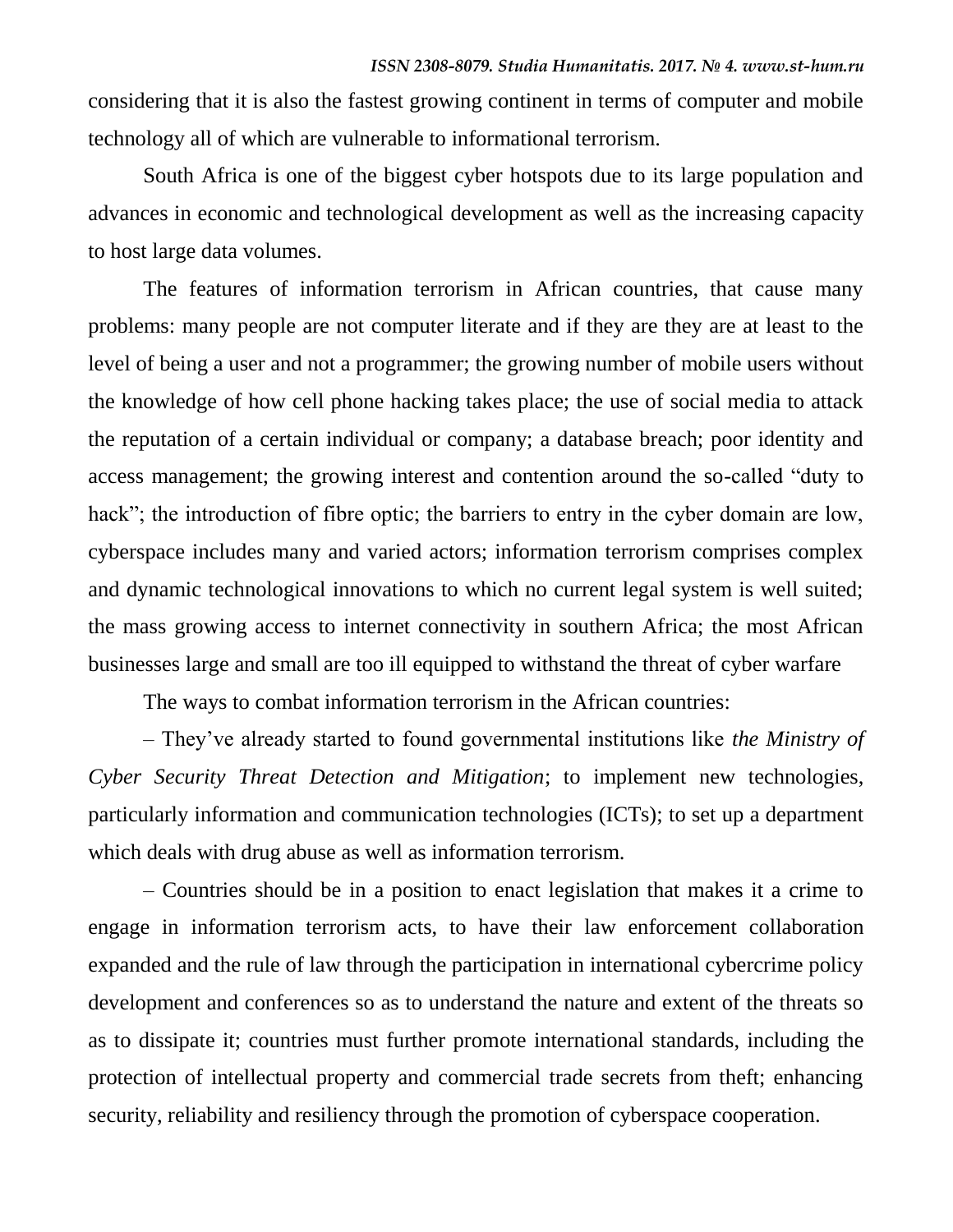considering that it is also the fastest growing continent in terms of computer and mobile technology all of which are vulnerable to informational terrorism.

South Africa is one of the biggest cyber hotspots due to its large population and advances in economic and technological development as well as the increasing capacity to host large data volumes.

The features of information terrorism in African countries, that cause many problems: many people are not computer literate and if they are they are at least to the level of being a user and not a programmer; the growing number of mobile users without the knowledge of how cell phone hacking takes place; the use of social media to attack the reputation of a certain individual or company; a database breach; poor identity and access management; the growing interest and contention around the so-called "duty to hack"; the introduction of fibre optic; the barriers to entry in the cyber domain are low, cyberspace includes many and varied actors; information terrorism comprises complex and dynamic technological innovations to which no current legal system is well suited; the mass growing access to internet connectivity in southern Africa; the most African businesses large and small are too ill equipped to withstand the threat of cyber warfare

The ways to combat information terrorism in the African countries:

– They've already started to found governmental institutions like *the Ministry of Cyber Security Threat Detection and Mitigation*; to implement new technologies, particularly information and communication technologies (ICTs); to set up a department which deals with drug abuse as well as information terrorism.

– Countries should be in a position to enact legislation that makes it a crime to engage in information terrorism acts, to have their law enforcement collaboration expanded and the rule of law through the participation in international cybercrime policy development and conferences so as to understand the nature and extent of the threats so as to dissipate it; countries must further promote international standards, including the protection of intellectual property and commercial trade secrets from theft; enhancing security, reliability and resiliency through the promotion of cyberspace cooperation.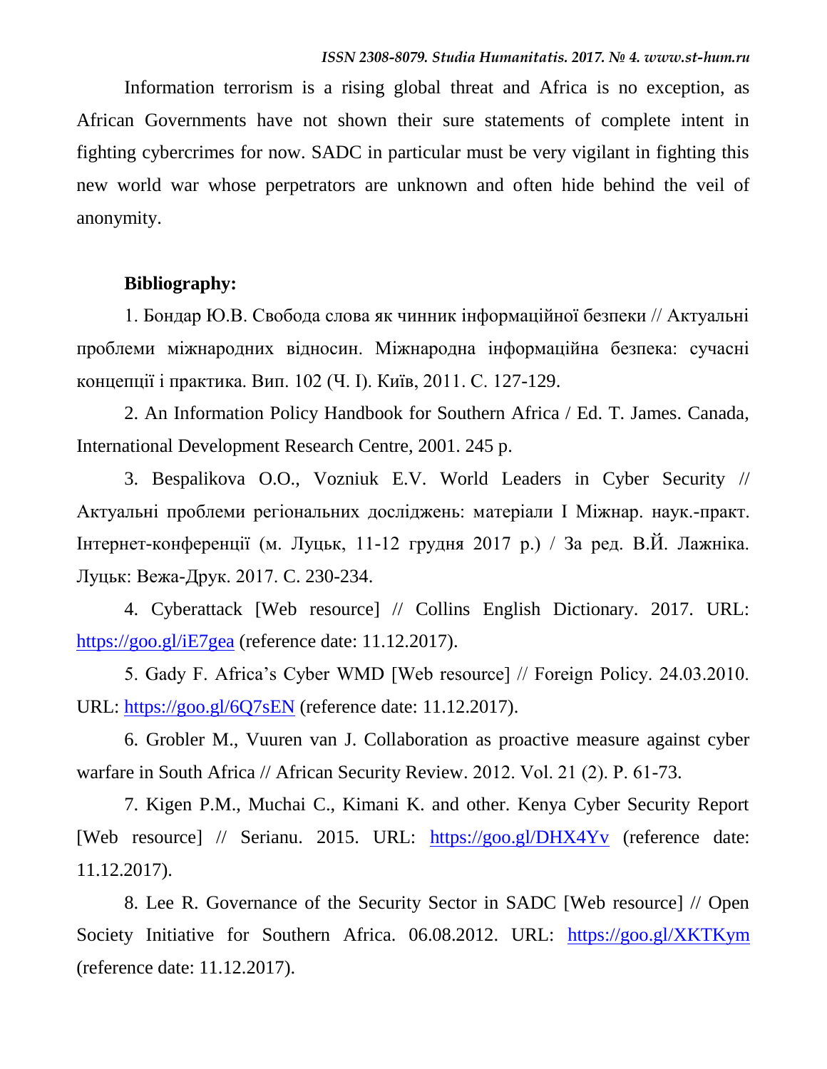Information terrorism is a rising global threat and Africa is no exception, as African Governments have not shown their sure statements of complete intent in fighting cybercrimes for now. SADC in particular must be very vigilant in fighting this new world war whose perpetrators are unknown and often hide behind the veil of anonymity.

**Bibliography:**

1. Бондар Ю.В. Свобода слова як чинник інформаційної безпеки // Актуальні проблеми міжнародних відносин. Міжнародна інформаційна безпека: сучасні концепції і практика. Вип. 102 (Ч. I). Київ, 2011. С. 127-129.

2. An Information Policy Handbook for Southern Africa / Ed. T. James. Canada, International Development Research Centre, 2001. 245 p.

3. Bespalikova O.O., Vozniuk E.V. World Leaders in Cyber Security // Актуальні проблеми регіональних досліджень: матеріали I Міжнар. наук.-практ. Інтернет-конференції (м. Луцьк, 11-12 грудня 2017 р.) / За ред. В.Й. Лажніка. Луцьк: Вежа-Друк. 2017. С. 230-234.

4. Cyberattack [Web resource] // Collins English Dictionary. 2017. URL: https://goo.gl/iE7gea (reference date: 11.12.2017).

5. Gady F. Africa's Cyber WMD [Web resource] // Foreign Policy. 24.03.2010. URL: https://goo.gl/6Q7sEN (reference date: 11.12.2017).

6. Grobler M., Vuuren van J. Collaboration as proactive measure against cyber warfare in South Africa // African Security Review. 2012. Vol. 21 (2). P. 61-73.

7. Kigen P.M., Muchai C., Kimani K. and other. Kenya Cyber Security Report [Web resource] // Serianu. 2015. URL: https://goo.gl/DHX4Yv (reference date: 11.12.2017).

8. Lee R. Governance of the Security Sector in SADC [Web resource] // Open Society Initiative for Southern Africa. 06.08.2012. URL: https://goo.gl/XKTKym (reference date: 11.12.2017).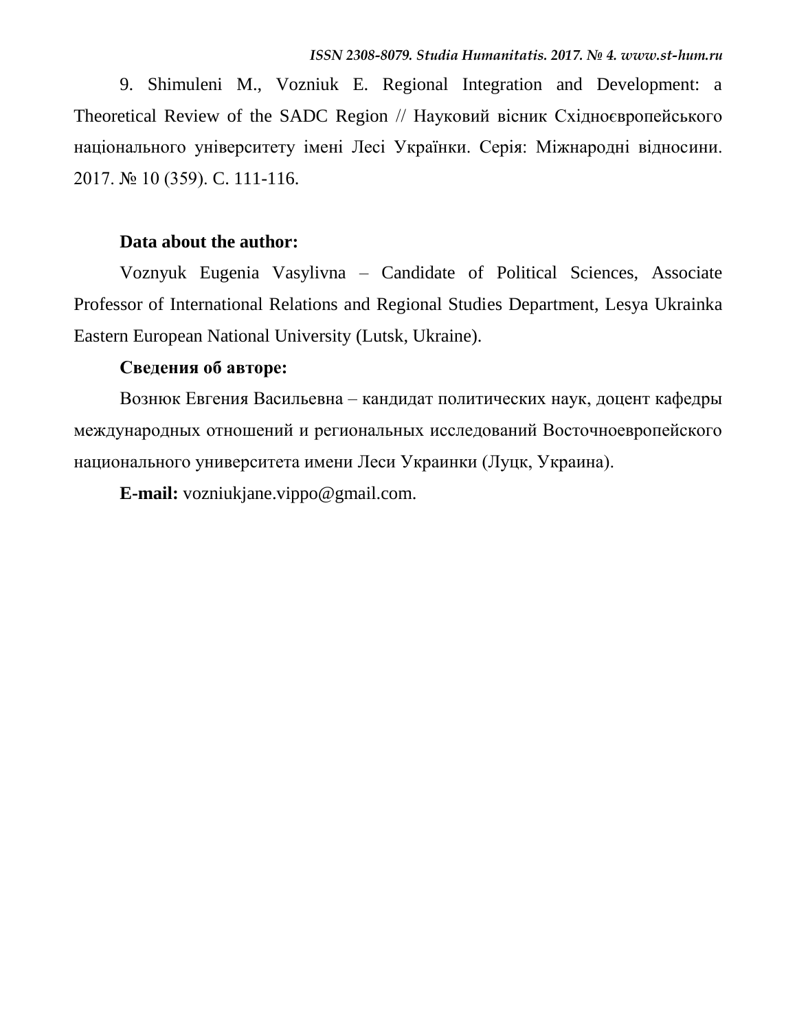9. Shimuleni M., Vozniuk E. Regional Integration and Development: a Theoretical Review of the SADC Region // Науковий вісник Східноєвропейського національного університету імені Лесі Українки. Серія: Міжнародні відносини. 2017. № 10 (359). С. 111-116.

**Data about the author:**

Voznyuk Eugenia Vasylivna – Candidate of Political Sciences, Associate Professor of International Relations and Regional Studies Department, Lesya Ukrainka Eastern European National University (Lutsk, Ukraine).

**Сведения об авторе:**

Вознюк Евгения Васильевна – кандидат политических наук, доцент кафедры международных отношений и региональных исследований Восточноевропейского национального университета имени Леси Украинки (Луцк, Украина).

**E-mail:** vozniukjane.vippo@gmail.com.